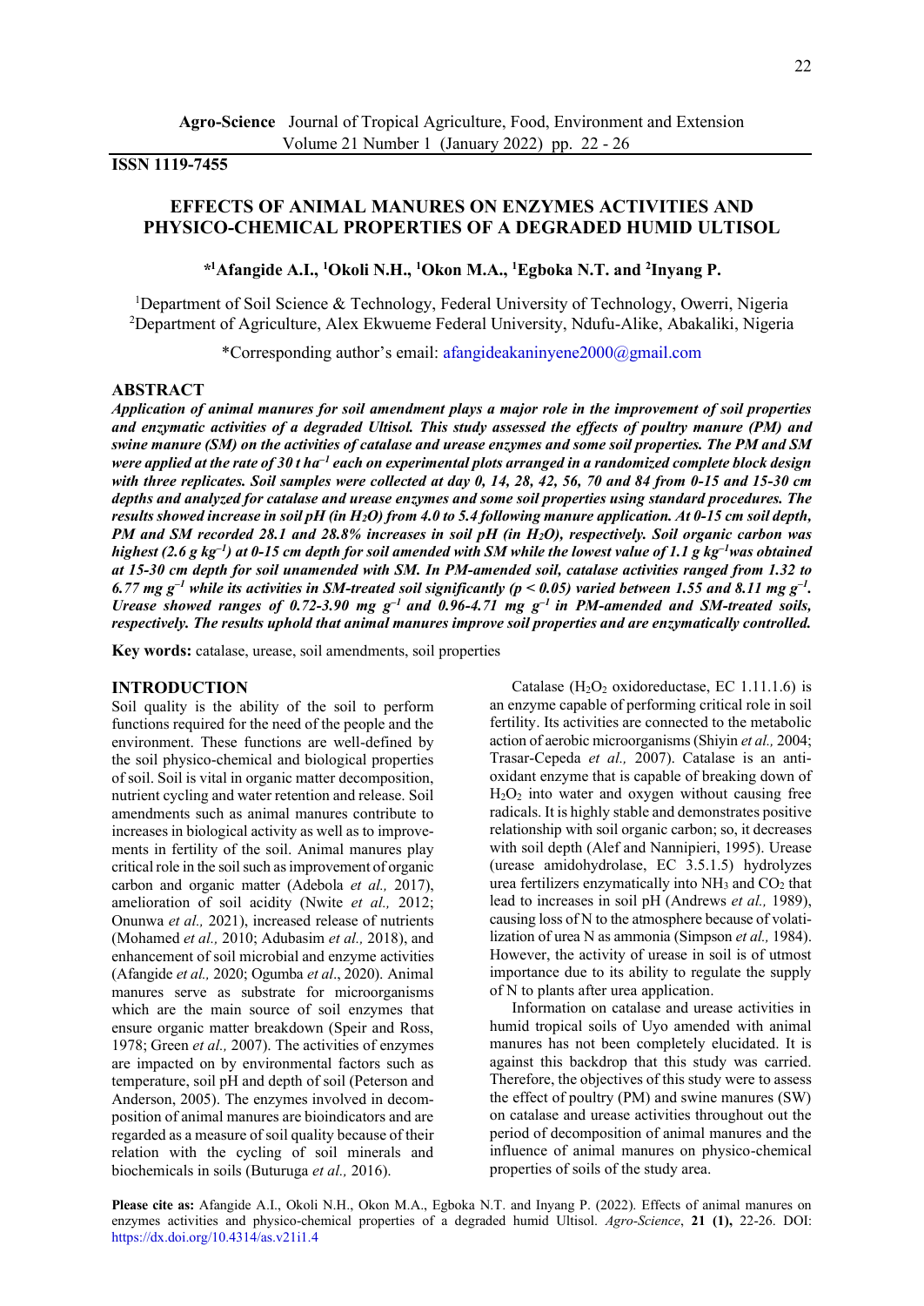**ISSN 1119-7455**

# EFFECTS OF ANIMAL MANURES ON ENZYMES ACTIVITIES AND PHYSICO-CHEMICAL PROPERTIES OF A DEGRADED HUMID ULTISOL

**[*1]Afangide A.I., [1]Okoli N.H., [1]Okon M.A., [1]Egboka N.T. and [2]Inyang P.**

[1]Department of Soil Science & Technology, Federal University of Technology, Owerri, Nigeria
[2]Department of Agriculture, Alex Ekwueme Federal University, Ndufu-Alike, Abakaliki, Nigeria

*Corresponding author's email: afangideakaninyene2000@gmail.com

## ABSTRACT

***Application of animal manures for soil amendment plays a major role in the improvement of soil properties and enzymatic activities of a degraded Ultisol. This study assessed the effects of poultry manure (PM) and swine manure (SM) on the activities of catalase and urease enzymes and some soil properties. The PM and SM were applied at the rate of 30 t ha$^{-1}$ each on experimental plots arranged in a randomized complete block design with three replicates. Soil samples were collected at day 0, 14, 28, 42, 56, 70 and 84 from 0-15 and 15-30 cm depths and analyzed for catalase and urease enzymes and some soil properties using standard procedures. The results showed increase in soil pH (in $H_2O$) from 4.0 to 5.4 following manure application. At 0-15 cm soil depth, PM and SM recorded 28.1 and 28.8% increases in soil pH (in $H_2O$), respectively. Soil organic carbon was highest (2.6 g kg$^{-1}$) at 0-15 cm depth for soil amended with SM while the lowest value of 1.1 g kg$^{-1}$was obtained at 15-30 cm depth for soil unamended with SM. In PM-amended soil, catalase activities ranged from 1.32 to 6.77 mg g$^{-1}$ while its activities in SM-treated soil significantly ($p < 0.05$) varied between 1.55 and 8.11 mg g$^{-1}$. Urease showed ranges of 0.72-3.90 mg g$^{-1}$ and 0.96-4.71 mg g$^{-1}$ in PM-amended and SM-treated soils, respectively. The results uphold that animal manures improve soil properties and are enzymatically controlled.***

**Key words:** catalase, urease, soil amendments, soil properties

## INTRODUCTION

Soil quality is the ability of the soil to perform functions required for the need of the people and the environment. These functions are well-defined by the soil physico-chemical and biological properties of soil. Soil is vital in organic matter decomposition, nutrient cycling and water retention and release. Soil amendments such as animal manures contribute to increases in biological activity as well as to improvements in fertility of the soil. Animal manures play critical role in the soil such as improvement of organic carbon and organic matter (Adebola *et al.,* 2017), amelioration of soil acidity (Nwite *et al.,* 2012; Onunwa *et al.,* 2021), increased release of nutrients (Mohamed *et al.,* 2010; Adubasim *et al.,* 2018), and enhancement of soil microbial and enzyme activities (Afangide *et al.,* 2020; Ogumba *et al*., 2020). Animal manures serve as substrate for microorganisms which are the main source of soil enzymes that ensure organic matter breakdown (Speir and Ross, 1978; Green *et al.,* 2007). The activities of enzymes are impacted on by environmental factors such as temperature, soil pH and depth of soil (Peterson and Anderson, 2005). The enzymes involved in decomposition of animal manures are bioindicators and are regarded as a measure of soil quality because of their relation with the cycling of soil minerals and biochemicals in soils (Buturuga *et al.,* 2016).

Catalase ($H_2O_2$ oxidoreductase, EC 1.11.1.6) is an enzyme capable of performing critical role in soil fertility. Its activities are connected to the metabolic action of aerobic microorganisms (Shiyin *et al.,* 2004; Trasar-Cepeda *et al.,* 2007). Catalase is an antioxidant enzyme that is capable of breaking down of $H_2O_2$ into water and oxygen without causing free radicals. It is highly stable and demonstrates positive relationship with soil organic carbon; so, it decreases with soil depth (Alef and Nannipieri, 1995). Urease (urease amidohydrolase, EC 3.5.1.5) hydrolyzes urea fertilizers enzymatically into $NH_3$ and $CO_2$ that lead to increases in soil pH (Andrews *et al.,* 1989), causing loss of N to the atmosphere because of volatilization of urea N as ammonia (Simpson *et al.,* 1984). However, the activity of urease in soil is of utmost importance due to its ability to regulate the supply of N to plants after urea application.

Information on catalase and urease activities in humid tropical soils of Uyo amended with animal manures has not been completely elucidated. It is against this backdrop that this study was carried. Therefore, the objectives of this study were to assess the effect of poultry (PM) and swine manures (SW) on catalase and urease activities throughout the period of decomposition of animal manures and the influence of animal manures on physico-chemical properties of soils of the study area.

**Please cite as:** Afangide A.I., Okoli N.H., Okon M.A., Egboka N.T. and Inyang P. (2022). Effects of animal manures on enzymes activities and physico-chemical properties of a degraded humid Ultisol. *Agro-Science*, **21 (1),** 22-26. DOI: https://dx.doi.org/10.4314/as.v21i1.4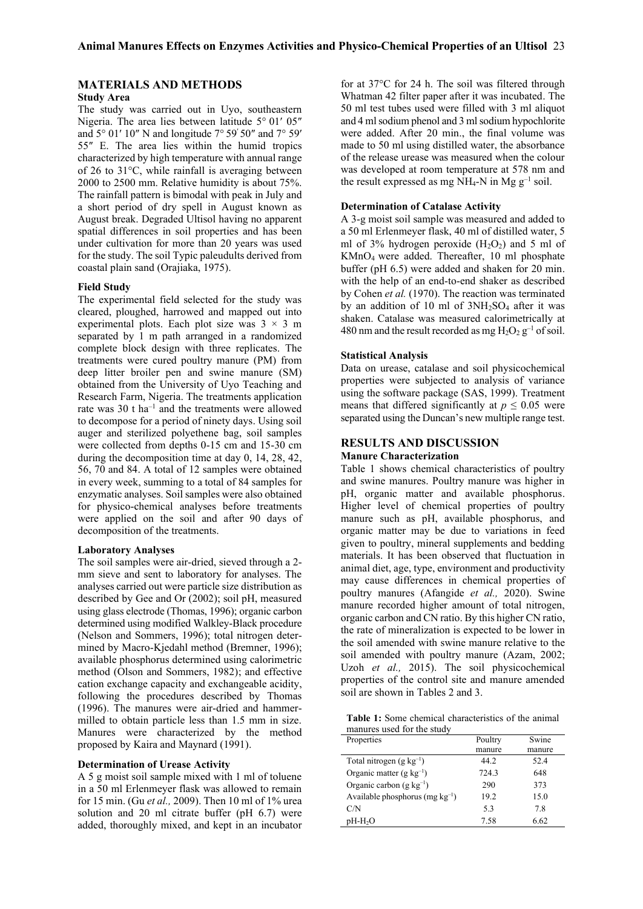## MATERIALS AND METHODS

### Study Area

The study was carried out in Uyo, southeastern Nigeria. The area lies between latitude 5° 01′ 05″ and 5° 01′ 10″ N and longitude 7° 59′ 50″ and 7° 59′ 55″ E. The area lies within the humid tropics characterized by high temperature with annual range of 26 to 31°C, while rainfall is averaging between 2000 to 2500 mm. Relative humidity is about 75%. The rainfall pattern is bimodal with peak in July and a short period of dry spell in August known as August break. Degraded Ultisol having no apparent spatial differences in soil properties and has been under cultivation for more than 20 years was used for the study. The soil Typic paleudults derived from coastal plain sand (Orajiaka, 1975).

### Field Study

The experimental field selected for the study was cleared, ploughed, harrowed and mapped out into experimental plots. Each plot size was 3 × 3 m separated by 1 m path arranged in a randomized complete block design with three replicates. The treatments were cured poultry manure (PM) from deep litter broiler pen and swine manure (SM) obtained from the University of Uyo Teaching and Research Farm, Nigeria. The treatments application rate was 30 t ha$^{-1}$ and the treatments were allowed to decompose for a period of ninety days. Using soil auger and sterilized polyethene bag, soil samples were collected from depths 0-15 cm and 15-30 cm during the decomposition time at day 0, 14, 28, 42, 56, 70 and 84. A total of 12 samples were obtained in every week, summing to a total of 84 samples for enzymatic analyses. Soil samples were also obtained for physico-chemical analyses before treatments were applied on the soil and after 90 days of decomposition of the treatments.

### Laboratory Analyses

The soil samples were air-dried, sieved through a 2-mm sieve and sent to laboratory for analyses. The analyses carried out were particle size distribution as described by Gee and Or (2002); soil pH, measured using glass electrode (Thomas, 1996); organic carbon determined using modified Walkley-Black procedure (Nelson and Sommers, 1996); total nitrogen determined by Macro-Kjedahl method (Bremner, 1996); available phosphorus determined using calorimetric method (Olson and Sommers, 1982); and effective cation exchange capacity and exchangeable acidity, following the procedures described by Thomas (1996). The manures were air-dried and hammer-milled to obtain particle less than 1.5 mm in size. Manures were characterized by the method proposed by Kaira and Maynard (1991).

### Determination of Urease Activity

A 5 g moist soil sample mixed with 1 ml of toluene in a 50 ml Erlenmeyer flask was allowed to remain for 15 min. (Gu *et al.,* 2009). Then 10 ml of 1% urea solution and 20 ml citrate buffer (pH 6.7) were added, thoroughly mixed, and kept in an incubator for at 37°C for 24 h. The soil was filtered through Whatman 42 filter paper after it was incubated. The 50 ml test tubes used were filled with 3 ml aliquot and 4 ml sodium phenol and 3 ml sodium hypochlorite were added. After 20 min., the final volume was made to 50 ml using distilled water, the absorbance of the release urease was measured when the colour was developed at room temperature at 578 nm and the result expressed as mg $NH_4$-N in Mg g$^{-1}$ soil.

### Determination of Catalase Activity

A 3-g moist soil sample was measured and added to a 50 ml Erlenmeyer flask, 40 ml of distilled water, 5 ml of 3% hydrogen peroxide ($H_2O_2$) and 5 ml of $KMnO_4$ were added. Thereafter, 10 ml phosphate buffer (pH 6.5) were added and shaken for 20 min. with the help of an end-to-end shaker as described by Cohen *et al.* (1970). The reaction was terminated by an addition of 10 ml of $3NH_2SO_4$ after it was shaken. Catalase was measured calorimetrically at 480 nm and the result recorded as mg $H_2O_2$ g$^{-1}$ of soil.

### Statistical Analysis

Data on urease, catalase and soil physicochemical properties were subjected to analysis of variance using the software package (SAS, 1999). Treatment means that differed significantly at $p \leq 0.05$ were separated using the Duncan's new multiple range test.

## RESULTS AND DISCUSSION

### Manure Characterization

Table 1 shows chemical characteristics of poultry and swine manures. Poultry manure was higher in pH, organic matter and available phosphorus. Higher level of chemical properties of poultry manure such as pH, available phosphorus, and organic matter may be due to variations in feed given to poultry, mineral supplements and bedding materials. It has been observed that fluctuation in animal diet, age, type, environment and productivity may cause differences in chemical properties of poultry manures (Afangide *et al.,* 2020). Swine manure recorded higher amount of total nitrogen, organic carbon and CN ratio. By this higher CN ratio, the rate of mineralization is expected to be lower in the soil amended with swine manure relative to the soil amended with poultry manure (Azam, 2002; Uzoh *et al.,* 2015). The soil physicochemical properties of the control site and manure amended soil are shown in Tables 2 and 3.

**Table 1:** Some chemical characteristics of the animal manures used for the study

| Properties | Poultry manure | Swine manure |
|---|---|---|
| Total nitrogen (g kg$^{-1}$) | 44.2 | 52.4 |
| Organic matter (g kg$^{-1}$) | 724.3 | 648 |
| Organic carbon (g kg$^{-1}$) | 290 | 373 |
| Available phosphorus (mg kg$^{-1}$) | 19.2 | 15.0 |
| C/N | 5.3 | 7.8 |
| pH-$H_2O$ | 7.58 | 6.62 |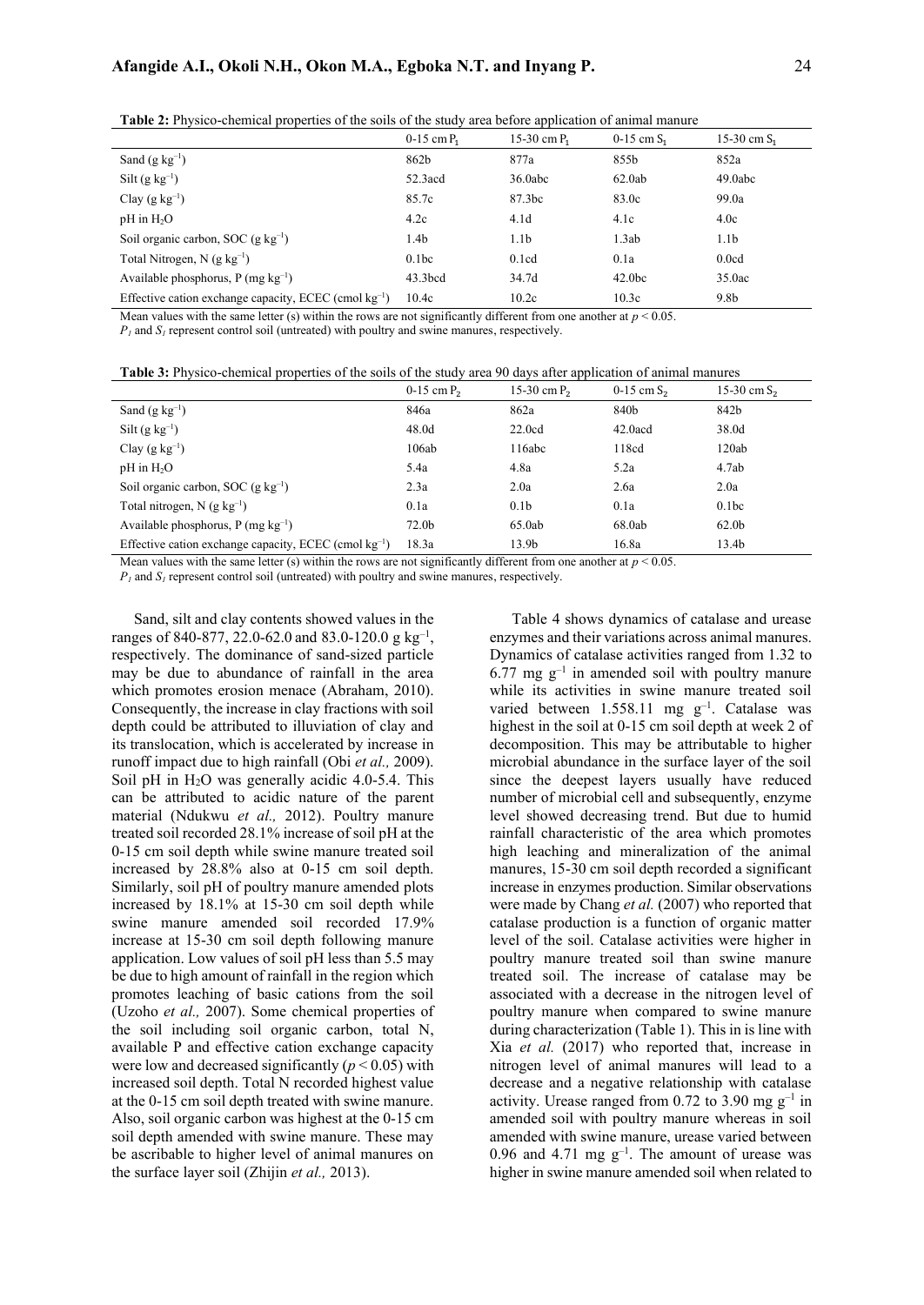**Table 2:** Physico-chemical properties of the soils of the study area before application of animal manure

| | 0-15 cm $P_1$ | 15-30 cm $P_1$ | 0-15 cm $S_1$ | 15-30 cm $S_1$ |
|---|---|---|---|---|
| Sand (g $kg^{-1}$) | 862b | 877a | 855b | 852a |
| Silt (g $kg^{-1}$) | 52.3acd | 36.0abc | 62.0ab | 49.0abc |
| Clay (g $kg^{-1}$) | 85.7c | 87.3bc | 83.0c | 99.0a |
| pH in $H_2O$ | 4.2c | 4.1d | 4.1c | 4.0c |
| Soil organic carbon, SOC (g $kg^{-1}$) | 1.4b | 1.1b | 1.3ab | 1.1b |
| Total Nitrogen, N (g $kg^{-1}$) | 0.1bc | 0.1cd | 0.1a | 0.0cd |
| Available phosphorus, P (mg $kg^{-1}$) | 43.3bcd | 34.7d | 42.0bc | 35.0ac |
| Effective cation exchange capacity, ECEC (cmol $kg^{-1}$) | 10.4c | 10.2c | 10.3c | 9.8b |

Mean values with the same letter (s) within the rows are not significantly different from one another at $p < 0.05$.
$P_1$ and $S_1$ represent control soil (untreated) with poultry and swine manures, respectively.

**Table 3:** Physico-chemical properties of the soils of the study area 90 days after application of animal manures

| | 0-15 cm $P_2$ | 15-30 cm $P_2$ | 0-15 cm $S_2$ | 15-30 cm $S_2$ |
|---|---|---|---|---|
| Sand (g $kg^{-1}$) | 846a | 862a | 840b | 842b |
| Silt (g $kg^{-1}$) | 48.0d | 22.0cd | 42.0acd | 38.0d |
| Clay (g $kg^{-1}$) | 106ab | 116abc | 118cd | 120ab |
| pH in $H_2O$ | 5.4a | 4.8a | 5.2a | 4.7ab |
| Soil organic carbon, SOC (g $kg^{-1}$) | 2.3a | 2.0a | 2.6a | 2.0a |
| Total nitrogen, N (g $kg^{-1}$) | 0.1a | 0.1b | 0.1a | 0.1bc |
| Available phosphorus, P (mg $kg^{-1}$) | 72.0b | 65.0ab | 68.0ab | 62.0b |
| Effective cation exchange capacity, ECEC (cmol $kg^{-1}$) | 18.3a | 13.9b | 16.8a | 13.4b |

Mean values with the same letter (s) within the rows are not significantly different from one another at $p < 0.05$.
$P_1$ and $S_1$ represent control soil (untreated) with poultry and swine manures, respectively.

Sand, silt and clay contents showed values in the ranges of 840-877, 22.0-62.0 and 83.0-120.0 g $kg^{-1}$, respectively. The dominance of sand-sized particle may be due to abundance of rainfall in the area which promotes erosion menace (Abraham, 2010). Consequently, the increase in clay fractions with soil depth could be attributed to illuviation of clay and its translocation, which is accelerated by increase in runoff impact due to high rainfall (Obi *et al.,* 2009). Soil pH in $H_2O$ was generally acidic 4.0-5.4. This can be attributed to acidic nature of the parent material (Ndukwu *et al.,* 2012). Poultry manure treated soil recorded 28.1% increase of soil pH at the 0-15 cm soil depth while swine manure treated soil increased by 28.8% also at 0-15 cm soil depth. Similarly, soil pH of poultry manure amended plots increased by 18.1% at 15-30 cm soil depth while swine manure amended soil recorded 17.9% increase at 15-30 cm soil depth following manure application. Low values of soil pH less than 5.5 may be due to high amount of rainfall in the region which promotes leaching of basic cations from the soil (Uzoho *et al.,* 2007). Some chemical properties of the soil including soil organic carbon, total N, available P and effective cation exchange capacity were low and decreased significantly ($p < 0.05$) with increased soil depth. Total N recorded highest value at the 0-15 cm soil depth treated with swine manure. Also, soil organic carbon was highest at the 0-15 cm soil depth amended with swine manure. These may be ascribable to higher level of animal manures on the surface layer soil (Zhijin *et al.,* 2013).

Table 4 shows dynamics of catalase and urease enzymes and their variations across animal manures. Dynamics of catalase activities ranged from 1.32 to 6.77 mg $g^{-1}$ in amended soil with poultry manure while its activities in swine manure treated soil varied between 1.558.11 mg $g^{-1}$. Catalase was highest in the soil at 0-15 cm soil depth at week 2 of decomposition. This may be attributable to higher microbial abundance in the surface layer of the soil since the deepest layers usually have reduced number of microbial cell and subsequently, enzyme level showed decreasing trend. But due to humid rainfall characteristic of the area which promotes high leaching and mineralization of the animal manures, 15-30 cm soil depth recorded a significant increase in enzymes production. Similar observations were made by Chang *et al.* (2007) who reported that catalase production is a function of organic matter level of the soil. Catalase activities were higher in poultry manure treated soil than swine manure treated soil. The increase of catalase may be associated with a decrease in the nitrogen level of poultry manure when compared to swine manure during characterization (Table 1). This in is line with Xia *et al.* (2017) who reported that, increase in nitrogen level of animal manures will lead to a decrease and a negative relationship with catalase activity. Urease ranged from 0.72 to 3.90 mg $g^{-1}$ in amended soil with poultry manure whereas in soil amended with swine manure, urease varied between 0.96 and 4.71 mg $g^{-1}$. The amount of urease was higher in swine manure amended soil when related to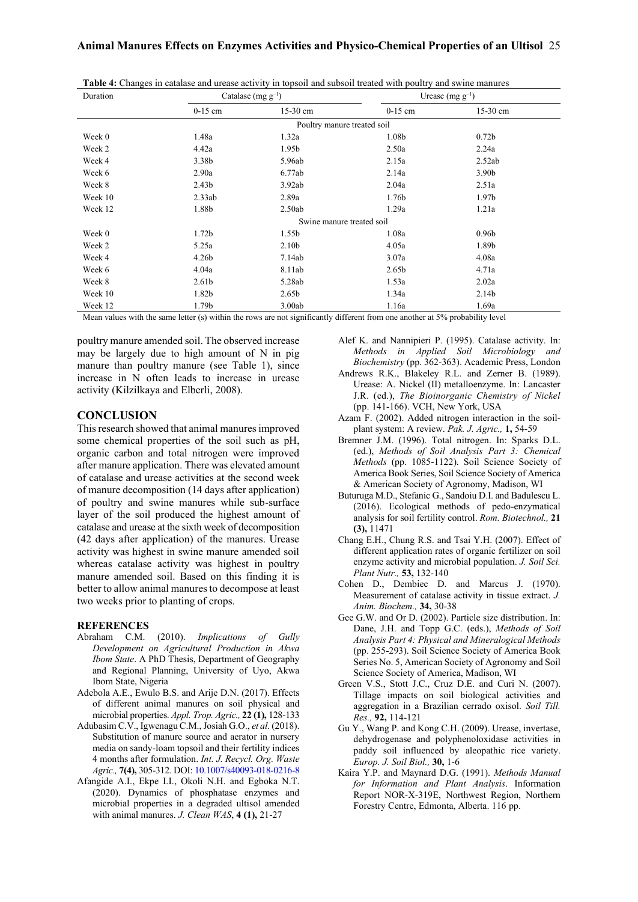**Table 4:** Changes in catalase and urease activity in topsoil and subsoil treated with poultry and swine manures

| Duration | Catalase (mg $g^{-1}$) | | Urease (mg $g^{-1}$) | |
|---|---|---|---|---|
| | 0-15 cm | 15-30 cm | 0-15 cm | 15-30 cm |
| | | Poultry manure treated soil | | |
| Week 0 | 1.48a | 1.32a | 1.08b | 0.72b |
| Week 2 | 4.42a | 1.95b | 2.50a | 2.24a |
| Week 4 | 3.38b | 5.96ab | 2.15a | 2.52ab |
| Week 6 | 2.90a | 6.77ab | 2.14a | 3.90b |
| Week 8 | 2.43b | 3.92ab | 2.04a | 2.51a |
| Week 10 | 2.33ab | 2.89a | 1.76b | 1.97b |
| Week 12 | 1.88b | 2.50ab | 1.29a | 1.21a |
| | | Swine manure treated soil | | |
| Week 0 | 1.72b | 1.55b | 1.08a | 0.96b |
| Week 2 | 5.25a | 2.10b | 4.05a | 1.89b |
| Week 4 | 4.26b | 7.14ab | 3.07a | 4.08a |
| Week 6 | 4.04a | 8.11ab | 2.65b | 4.71a |
| Week 8 | 2.61b | 5.28ab | 1.53a | 2.02a |
| Week 10 | 1.82b | 2.65b | 1.34a | 2.14b |
| Week 12 | 1.79b | 3.00ab | 1.16a | 1.69a |

Mean values with the same letter (s) within the rows are not significantly different from one another at 5% probability level

poultry manure amended soil. The observed increase may be largely due to high amount of N in pig manure than poultry manure (see Table 1), since increase in N often leads to increase in urease activity (Kilzilkaya and Elberli, 2008).

## CONCLUSION

This research showed that animal manures improved some chemical properties of the soil such as pH, organic carbon and total nitrogen were improved after manure application. There was elevated amount of catalase and urease activities at the second week of manure decomposition (14 days after application) of poultry and swine manures while sub-surface layer of the soil produced the highest amount of catalase and urease at the sixth week of decomposition (42 days after application) of the manures. Urease activity was highest in swine manure amended soil whereas catalase activity was highest in poultry manure amended soil. Based on this finding it is better to allow animal manures to decompose at least two weeks prior to planting of crops.

## REFERENCES

Abraham C.M. (2010). *Implications of Gully Development on Agricultural Production in Akwa Ibom State*. A PhD Thesis, Department of Geography and Regional Planning, University of Uyo, Akwa Ibom State, Nigeria

Adebola A.E., Ewulo B.S. and Arije D.N. (2017). Effects of different animal manures on soil physical and microbial properties. *Appl. Trop. Agric.,* **22 (1),** 128-133

Adubasim C.V., Igwenagu C.M., Josiah G.O., *et al.* (2018). Substitution of manure source and aerator in nursery media on sandy-loam topsoil and their fertility indices 4 months after formulation. *Int. J. Recycl. Org. Waste Agric.,* **7(4),** 305-312. DOI: 10.1007/s40093-018-0216-8

Afangide A.I., Ekpe I.I., Okoli N.H. and Egboka N.T. (2020). Dynamics of phosphatase enzymes and microbial properties in a degraded ultisol amended with animal manures. *J. Clean WAS*, **4 (1),** 21-27

Alef K. and Nannipieri P. (1995). Catalase activity. In: *Methods in Applied Soil Microbiology and Biochemistry* (pp. 362-363). Academic Press, London

Andrews R.K., Blakeley R.L. and Zerner B. (1989). Urease: A. Nickel (II) metalloenzyme. In: Lancaster J.R. (ed.), *The Bioinorganic Chemistry of Nickel* (pp. 141-166). VCH, New York, USA

Azam F. (2002). Added nitrogen interaction in the soil-plant system: A review. *Pak. J. Agric.,* **1,** 54-59

Bremner J.M. (1996). Total nitrogen. In: Sparks D.L. (ed.), *Methods of Soil Analysis Part 3: Chemical Methods* (pp. 1085-1122). Soil Science Society of America Book Series, Soil Science Society of America & American Society of Agronomy, Madison, WI

Buturuga M.D., Stefanic G., Sandoiu D.I. and Badulescu L. (2016). Ecological methods of pedo-enzymatical analysis for soil fertility control. *Rom. Biotechnol.,* **21 (3),** 11471

Chang E.H., Chung R.S. and Tsai Y.H. (2007). Effect of different application rates of organic fertilizer on soil enzyme activity and microbial population. *J. Soil Sci. Plant Nutr.,* **53,** 132-140

Cohen D., Dembiec D. and Marcus J. (1970). Measurement of catalase activity in tissue extract. *J. Anim. Biochem.,* **34,** 30-38

Gee G.W. and Or D. (2002). Particle size distribution. In: Dane, J.H. and Topp G.C. (eds.), *Methods of Soil Analysis Part 4: Physical and Mineralogical Methods* (pp. 255-293). Soil Science Society of America Book Series No. 5, American Society of Agronomy and Soil Science Society of America, Madison, WI

Green V.S., Stott J.C., Cruz D.E. and Curi N. (2007). Tillage impacts on soil biological activities and aggregation in a Brazilian cerrado oxisol. *Soil Till. Res.,* **92,** 114-121

Gu Y., Wang P. and Kong C.H. (2009). Urease, invertase, dehydrogenase and polyphenoloxidase activities in paddy soil influenced by aleopathic rice variety. *Europ. J. Soil Biol.,* **30,** 1-6

Kaira Y.P. and Maynard D.G. (1991). *Methods Manual for Information and Plant Analysis*. Information Report NOR-X-319E, Northwest Region, Northern Forestry Centre, Edmonta, Alberta. 116 pp.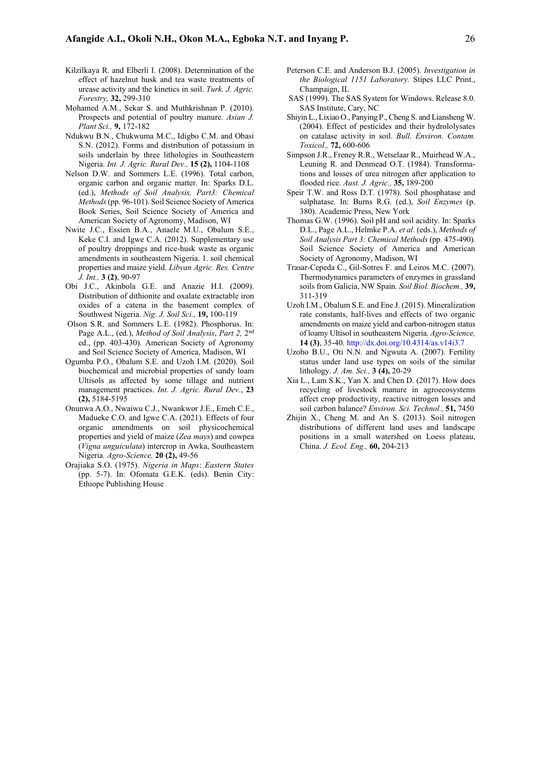Kilzilkaya R. and Elberli I. (2008). Determination of the effect of hazelnut husk and tea waste treatments of urease activity and the kinetics in soil. *Turk. J. Agric. Forestry,* **32,** 299-310

Mohamed A.M., Sekar S. and Muthkrishnan P. (2010). Prospects and potential of poultry manure. *Asian J. Plant Sci.,* **9,** 172-182

Ndukwu B.N., Chukwuma M.C., Idigbo C.M. and Obasi S.N. (2012). Forms and distribution of potassium in soils underlain by three lithologies in Southeastern Nigeria. *Int. J. Agric. Rural Dev.,* **15 (2),** 1104-1108

Nelson D.W. and Sommers L.E. (1996). Total carbon, organic carbon and organic matter. In: Sparks D.L. (ed.), *Methods of Soil Analysis, Part3: Chemical Methods* (pp. 96-101). Soil Science Society of America Book Series, Soil Science Society of America and American Society of Agronomy, Madison, WI

Nwite J.C., Essien B.A., Anaele M.U., Obalum S.E., Keke C.I. and Igwe C.A. (2012). Supplementary use of poultry droppings and rice-husk waste as organic amendments in southeastern Nigeria. 1. soil chemical properties and maize yield. *Libyan Agric. Res. Centre J. Int.,* **3 (2)**, 90-97

Obi J.C., Akinbola G.E. and Anazie H.I. (2009). Distribution of dithionite and oxalate extractable iron oxides of a catena in the basement complex of Southwest Nigeria. *Nig. J. Soil Sci.,* **19,** 100-119

Olson S.R. and Sommers L.E. (1982). Phosphorus. In: Page A.L., (ed.), *Method of Soil Analysis*, *Part 2,* 2nd ed., (pp. 403-430). American Society of Agronomy and Soil Science Society of America, Madison, WI

Ogumba P.O., Obalum S.E. and Uzoh I.M. (2020). Soil biochemical and microbial properties of sandy loam Ultisols as affected by some tillage and nutrient management practices. *Int. J. Agric. Rural Dev.*, **23 (2),** 5184-5195

Onunwa A.O., Nwaiwu C.J., Nwankwor J.E., Emeh C.E., Madueke C.O. and Igwe C.A. (2021). Effects of four organic amendments on soil physicochemical properties and yield of maize (*Zea mays*) and cowpea (*Vigna unguiculata*) intercrop in Awka, Southeastern Nigeria*. Agro-Science,* **20 (2),** 49-56

Orajiaka S.O. (1975). *Nigeria in Maps*: *Eastern States* (pp. 5-7). In: Ofomata G.E.K. (eds). Benin City: Ethiope Publishing House

Peterson C.E. and Anderson B.J. (2005). *Investigation in the Biological 1151 Laboratory.* Stipes LLC Print., Champaign, IL

SAS (1999). The SAS System for Windows. Release 8.0. SAS Institute, Cary, NC

Shiyin L., Lixiao O., Panying P., Cheng S. and Liansheng W. (2004). Effect of pesticides and their hydrololysates on catalase activity in soil. *Bull. Environ. Contam. Toxicol.,* **72,** 600-606

Simpson J.R., Freney R.R., Wetselaar R., Muirhead W.A., Leuning R. and Denmead O.T. (1984). Transformations and losses of urea nitrogen after application to flooded rice. *Aust. J. Agric.,* **35,** 189-200

Speir T.W. and Ross D.T. (1978). Soil phosphatase and sulphatase*.* In: Burns R.G. (ed.), *Soil Enzymes* (p. 380). Academic Press, New York

Thomas G.W. (1996). Soil pH and soil acidity. In: Sparks D.L., Page A.L., Helmke P.A. *et al.* (eds.), *Methods of Soil Analysis Part 3: Chemical Methods* (pp. 475-490)*.* Soil Science Society of America and American Society of Agronomy, Madison, WI

Trasar-Cepeda C., Gil-Sotres F. and Leiros M.C. (2007). Thermodynamics parameters of enzymes in grassland soils from Galicia, NW Spain*. Soil Biol. Biochem.,* **39,** 311-319

Uzoh I.M., Obalum S.E. and Ene J. (2015). Mineralization rate constants, half-lives and effects of two organic amendments on maize yield and carbon-nitrogen status of loamy Ultisol in southeastern Nigeria. *Agro-Science,* **14 (3)**, 35-40. http://dx.doi.org/10.4314/as.v14i3.7

Uzoho B.U., Oti N.N. and Ngwuta A. (2007). Fertility status under land use types on soils of the similar lithology. *J. Am. Sci.,* **3 (4),** 20-29

Xia L., Lam S.K., Yan X. and Chen D. (2017). How does recycling of livestock manure in agroecosystems affect crop productivity, reactive nitrogen losses and soil carbon balance? *Environ. Sci. Technol.,* **51,** 7450

Zhijin X., Cheng M. and An S. (2013). Soil nitrogen distributions of different land uses and landscape positions in a small watershed on Loess plateau, China. *J. Ecol. Eng.,* **60,** 204-213